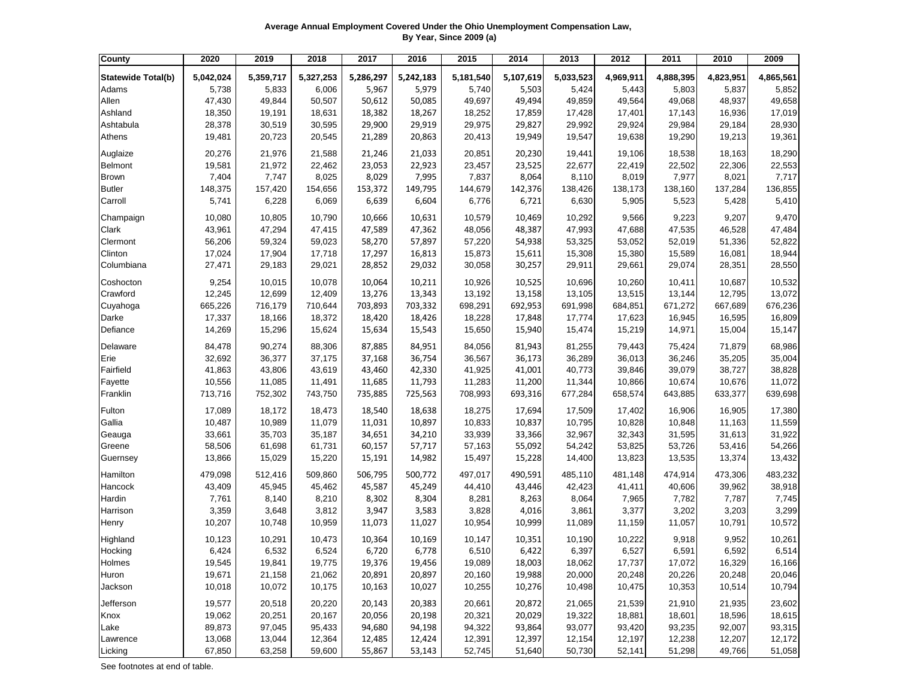**Average Annual Employment Covered Under the Ohio Unemployment Compensation Law, By Year, Since 2009 (a)**

| County | 2020 | 2019 | 2018 | 2017 | 2016 | 2015 | 2014 | 2013 | 2012 | 2011 | 2010 | 2009 |
|---|---|---|---|---|---|---|---|---|---|---|---|---|
| **Statewide Total(b)** | **5,042,024** | **5,359,717** | **5,327,253** | **5,286,297** | **5,242,183** | **5,181,540** | **5,107,619** | **5,033,523** | **4,969,911** | **4,888,395** | **4,823,951** | **4,865,561** |
| Adams | 5,738 | 5,833 | 6,006 | 5,967 | 5,979 | 5,740 | 5,503 | 5,424 | 5,443 | 5,803 | 5,837 | 5,852 |
| Allen | 47,430 | 49,844 | 50,507 | 50,612 | 50,085 | 49,697 | 49,494 | 49,859 | 49,564 | 49,068 | 48,937 | 49,658 |
| Ashland | 18,350 | 19,191 | 18,631 | 18,382 | 18,267 | 18,252 | 17,859 | 17,428 | 17,401 | 17,143 | 16,936 | 17,019 |
| Ashtabula | 28,378 | 30,519 | 30,595 | 29,900 | 29,919 | 29,975 | 29,827 | 29,992 | 29,924 | 29,984 | 29,184 | 28,930 |
| Athens | 19,481 | 20,723 | 20,545 | 21,289 | 20,863 | 20,413 | 19,949 | 19,547 | 19,638 | 19,290 | 19,213 | 19,361 |
| Auglaize | 20,276 | 21,976 | 21,588 | 21,246 | 21,033 | 20,851 | 20,230 | 19,441 | 19,106 | 18,538 | 18,163 | 18,290 |
| Belmont | 19,581 | 21,972 | 22,462 | 23,053 | 22,923 | 23,457 | 23,525 | 22,677 | 22,419 | 22,502 | 22,306 | 22,553 |
| Brown | 7,404 | 7,747 | 8,025 | 8,029 | 7,995 | 7,837 | 8,064 | 8,110 | 8,019 | 7,977 | 8,021 | 7,717 |
| Butler | 148,375 | 157,420 | 154,656 | 153,372 | 149,795 | 144,679 | 142,376 | 138,426 | 138,173 | 138,160 | 137,284 | 136,855 |
| Carroll | 5,741 | 6,228 | 6,069 | 6,639 | 6,604 | 6,776 | 6,721 | 6,630 | 5,905 | 5,523 | 5,428 | 5,410 |
| Champaign | 10,080 | 10,805 | 10,790 | 10,666 | 10,631 | 10,579 | 10,469 | 10,292 | 9,566 | 9,223 | 9,207 | 9,470 |
| Clark | 43,961 | 47,294 | 47,415 | 47,589 | 47,362 | 48,056 | 48,387 | 47,993 | 47,688 | 47,535 | 46,528 | 47,484 |
| Clermont | 56,206 | 59,324 | 59,023 | 58,270 | 57,897 | 57,220 | 54,938 | 53,325 | 53,052 | 52,019 | 51,336 | 52,822 |
| Clinton | 17,024 | 17,904 | 17,718 | 17,297 | 16,813 | 15,873 | 15,611 | 15,308 | 15,380 | 15,589 | 16,081 | 18,944 |
| Columbiana | 27,471 | 29,183 | 29,021 | 28,852 | 29,032 | 30,058 | 30,257 | 29,911 | 29,661 | 29,074 | 28,351 | 28,550 |
| Coshocton | 9,254 | 10,015 | 10,078 | 10,064 | 10,211 | 10,926 | 10,525 | 10,696 | 10,260 | 10,411 | 10,687 | 10,532 |
| Crawford | 12,245 | 12,699 | 12,409 | 13,276 | 13,343 | 13,192 | 13,158 | 13,105 | 13,515 | 13,144 | 12,795 | 13,072 |
| Cuyahoga | 665,226 | 716,179 | 710,644 | 703,893 | 703,332 | 698,291 | 692,953 | 691,998 | 684,851 | 671,272 | 667,689 | 676,236 |
| Darke | 17,337 | 18,166 | 18,372 | 18,420 | 18,426 | 18,228 | 17,848 | 17,774 | 17,623 | 16,945 | 16,595 | 16,809 |
| Defiance | 14,269 | 15,296 | 15,624 | 15,634 | 15,543 | 15,650 | 15,940 | 15,474 | 15,219 | 14,971 | 15,004 | 15,147 |
| Delaware | 84,478 | 90,274 | 88,306 | 87,885 | 84,951 | 84,056 | 81,943 | 81,255 | 79,443 | 75,424 | 71,879 | 68,986 |
| Erie | 32,692 | 36,377 | 37,175 | 37,168 | 36,754 | 36,567 | 36,173 | 36,289 | 36,013 | 36,246 | 35,205 | 35,004 |
| Fairfield | 41,863 | 43,806 | 43,619 | 43,460 | 42,330 | 41,925 | 41,001 | 40,773 | 39,846 | 39,079 | 38,727 | 38,828 |
| Fayette | 10,556 | 11,085 | 11,491 | 11,685 | 11,793 | 11,283 | 11,200 | 11,344 | 10,866 | 10,674 | 10,676 | 11,072 |
| Franklin | 713,716 | 752,302 | 743,750 | 735,885 | 725,563 | 708,993 | 693,316 | 677,284 | 658,574 | 643,885 | 633,377 | 639,698 |
| Fulton | 17,089 | 18,172 | 18,473 | 18,540 | 18,638 | 18,275 | 17,694 | 17,509 | 17,402 | 16,906 | 16,905 | 17,380 |
| Gallia | 10,487 | 10,989 | 11,079 | 11,031 | 10,897 | 10,833 | 10,837 | 10,795 | 10,828 | 10,848 | 11,163 | 11,559 |
| Geauga | 33,661 | 35,703 | 35,187 | 34,651 | 34,210 | 33,939 | 33,366 | 32,967 | 32,343 | 31,595 | 31,613 | 31,922 |
| Greene | 58,506 | 61,698 | 61,731 | 60,157 | 57,717 | 57,163 | 55,092 | 54,242 | 53,825 | 53,726 | 53,416 | 54,266 |
| Guernsey | 13,866 | 15,029 | 15,220 | 15,191 | 14,982 | 15,497 | 15,228 | 14,400 | 13,823 | 13,535 | 13,374 | 13,432 |
| Hamilton | 479,098 | 512,416 | 509,860 | 506,795 | 500,772 | 497,017 | 490,591 | 485,110 | 481,148 | 474,914 | 473,306 | 483,232 |
| Hancock | 43,409 | 45,945 | 45,462 | 45,587 | 45,249 | 44,410 | 43,446 | 42,423 | 41,411 | 40,606 | 39,962 | 38,918 |
| Hardin | 7,761 | 8,140 | 8,210 | 8,302 | 8,304 | 8,281 | 8,263 | 8,064 | 7,965 | 7,782 | 7,787 | 7,745 |
| Harrison | 3,359 | 3,648 | 3,812 | 3,947 | 3,583 | 3,828 | 4,016 | 3,861 | 3,377 | 3,202 | 3,203 | 3,299 |
| Henry | 10,207 | 10,748 | 10,959 | 11,073 | 11,027 | 10,954 | 10,999 | 11,089 | 11,159 | 11,057 | 10,791 | 10,572 |
| Highland | 10,123 | 10,291 | 10,473 | 10,364 | 10,169 | 10,147 | 10,351 | 10,190 | 10,222 | 9,918 | 9,952 | 10,261 |
| Hocking | 6,424 | 6,532 | 6,524 | 6,720 | 6,778 | 6,510 | 6,422 | 6,397 | 6,527 | 6,591 | 6,592 | 6,514 |
| Holmes | 19,545 | 19,841 | 19,775 | 19,376 | 19,456 | 19,089 | 18,003 | 18,062 | 17,737 | 17,072 | 16,329 | 16,166 |
| Huron | 19,671 | 21,158 | 21,062 | 20,891 | 20,897 | 20,160 | 19,988 | 20,000 | 20,248 | 20,226 | 20,248 | 20,046 |
| Jackson | 10,018 | 10,072 | 10,175 | 10,163 | 10,027 | 10,255 | 10,276 | 10,498 | 10,475 | 10,353 | 10,514 | 10,794 |
| Jefferson | 19,577 | 20,518 | 20,220 | 20,143 | 20,383 | 20,661 | 20,872 | 21,065 | 21,539 | 21,910 | 21,935 | 23,602 |
| Knox | 19,062 | 20,251 | 20,167 | 20,056 | 20,198 | 20,321 | 20,029 | 19,322 | 18,881 | 18,601 | 18,596 | 18,615 |
| Lake | 89,873 | 97,045 | 95,433 | 94,680 | 94,198 | 94,322 | 93,864 | 93,077 | 93,420 | 93,235 | 92,007 | 93,315 |
| Lawrence | 13,068 | 13,044 | 12,364 | 12,485 | 12,424 | 12,391 | 12,397 | 12,154 | 12,197 | 12,238 | 12,207 | 12,172 |
| Licking | 67,850 | 63,258 | 59,600 | 55,867 | 53,143 | 52,745 | 51,640 | 50,730 | 52,141 | 51,298 | 49,766 | 51,058 |

See footnotes at end of table.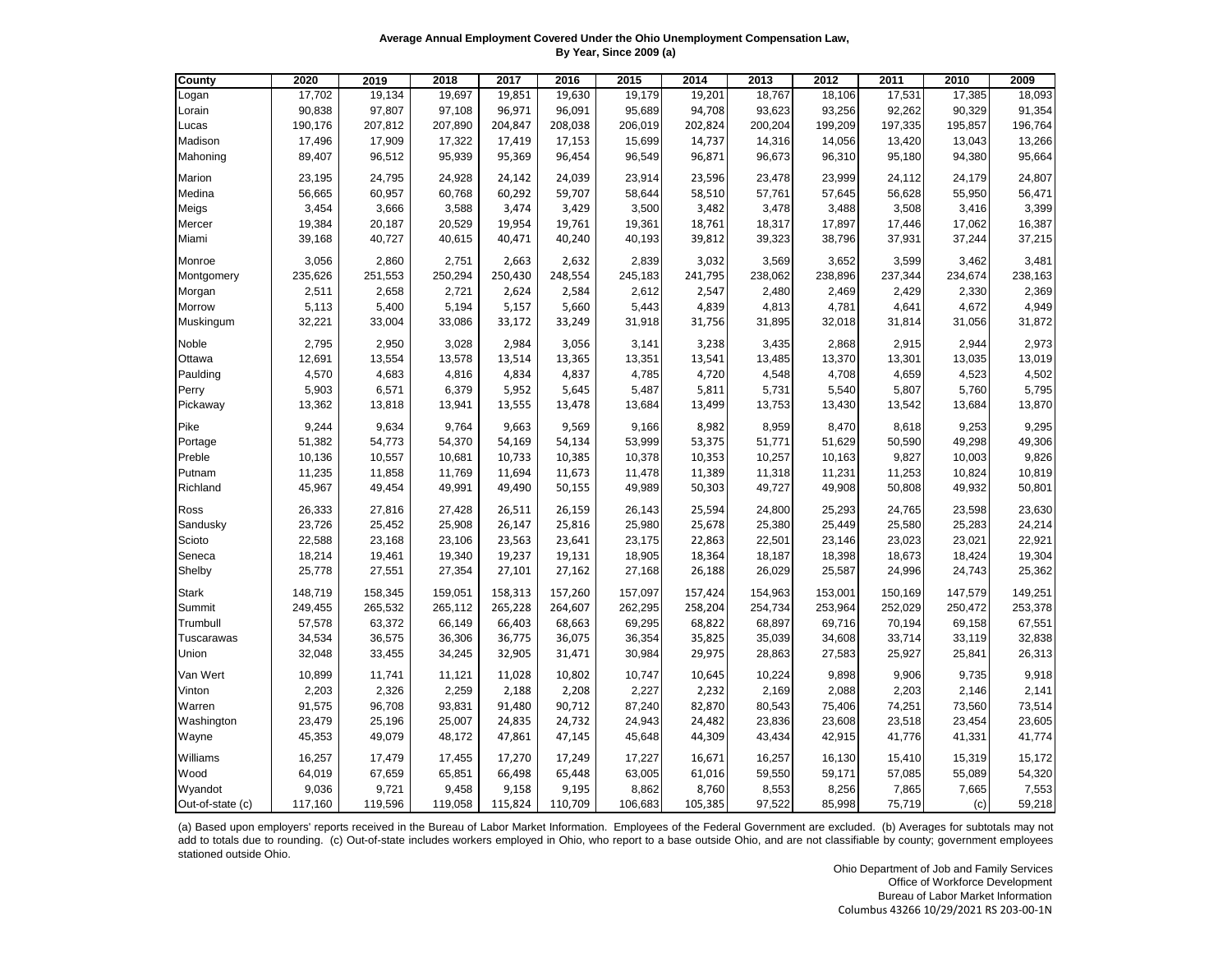**Average Annual Employment Covered Under the Ohio Unemployment Compensation Law, By Year, Since 2009 (a)**

| County | 2020 | 2019 | 2018 | 2017 | 2016 | 2015 | 2014 | 2013 | 2012 | 2011 | 2010 | 2009 |
|---|---|---|---|---|---|---|---|---|---|---|---|---|
| Logan | 17,702 | 19,134 | 19,697 | 19,851 | 19,630 | 19,179 | 19,201 | 18,767 | 18,106 | 17,531 | 17,385 | 18,093 |
| Lorain | 90,838 | 97,807 | 97,108 | 96,971 | 96,091 | 95,689 | 94,708 | 93,623 | 93,256 | 92,262 | 90,329 | 91,354 |
| Lucas | 190,176 | 207,812 | 207,890 | 204,847 | 208,038 | 206,019 | 202,824 | 200,204 | 199,209 | 197,335 | 195,857 | 196,764 |
| Madison | 17,496 | 17,909 | 17,322 | 17,419 | 17,153 | 15,699 | 14,737 | 14,316 | 14,056 | 13,420 | 13,043 | 13,266 |
| Mahoning | 89,407 | 96,512 | 95,939 | 95,369 | 96,454 | 96,549 | 96,871 | 96,673 | 96,310 | 95,180 | 94,380 | 95,664 |
| Marion | 23,195 | 24,795 | 24,928 | 24,142 | 24,039 | 23,914 | 23,596 | 23,478 | 23,999 | 24,112 | 24,179 | 24,807 |
| Medina | 56,665 | 60,957 | 60,768 | 60,292 | 59,707 | 58,644 | 58,510 | 57,761 | 57,645 | 56,628 | 55,950 | 56,471 |
| Meigs | 3,454 | 3,666 | 3,588 | 3,474 | 3,429 | 3,500 | 3,482 | 3,478 | 3,488 | 3,508 | 3,416 | 3,399 |
| Mercer | 19,384 | 20,187 | 20,529 | 19,954 | 19,761 | 19,361 | 18,761 | 18,317 | 17,897 | 17,446 | 17,062 | 16,387 |
| Miami | 39,168 | 40,727 | 40,615 | 40,471 | 40,240 | 40,193 | 39,812 | 39,323 | 38,796 | 37,931 | 37,244 | 37,215 |
| Monroe | 3,056 | 2,860 | 2,751 | 2,663 | 2,632 | 2,839 | 3,032 | 3,569 | 3,652 | 3,599 | 3,462 | 3,481 |
| Montgomery | 235,626 | 251,553 | 250,294 | 250,430 | 248,554 | 245,183 | 241,795 | 238,062 | 238,896 | 237,344 | 234,674 | 238,163 |
| Morgan | 2,511 | 2,658 | 2,721 | 2,624 | 2,584 | 2,612 | 2,547 | 2,480 | 2,469 | 2,429 | 2,330 | 2,369 |
| Morrow | 5,113 | 5,400 | 5,194 | 5,157 | 5,660 | 5,443 | 4,839 | 4,813 | 4,781 | 4,641 | 4,672 | 4,949 |
| Muskingum | 32,221 | 33,004 | 33,086 | 33,172 | 33,249 | 31,918 | 31,756 | 31,895 | 32,018 | 31,814 | 31,056 | 31,872 |
| Noble | 2,795 | 2,950 | 3,028 | 2,984 | 3,056 | 3,141 | 3,238 | 3,435 | 2,868 | 2,915 | 2,944 | 2,973 |
| Ottawa | 12,691 | 13,554 | 13,578 | 13,514 | 13,365 | 13,351 | 13,541 | 13,485 | 13,370 | 13,301 | 13,035 | 13,019 |
| Paulding | 4,570 | 4,683 | 4,816 | 4,834 | 4,837 | 4,785 | 4,720 | 4,548 | 4,708 | 4,659 | 4,523 | 4,502 |
| Perry | 5,903 | 6,571 | 6,379 | 5,952 | 5,645 | 5,487 | 5,811 | 5,731 | 5,540 | 5,807 | 5,760 | 5,795 |
| Pickaway | 13,362 | 13,818 | 13,941 | 13,555 | 13,478 | 13,684 | 13,499 | 13,753 | 13,430 | 13,542 | 13,684 | 13,870 |
| Pike | 9,244 | 9,634 | 9,764 | 9,663 | 9,569 | 9,166 | 8,982 | 8,959 | 8,470 | 8,618 | 9,253 | 9,295 |
| Portage | 51,382 | 54,773 | 54,370 | 54,169 | 54,134 | 53,999 | 53,375 | 51,771 | 51,629 | 50,590 | 49,298 | 49,306 |
| Preble | 10,136 | 10,557 | 10,681 | 10,733 | 10,385 | 10,378 | 10,353 | 10,257 | 10,163 | 9,827 | 10,003 | 9,826 |
| Putnam | 11,235 | 11,858 | 11,769 | 11,694 | 11,673 | 11,478 | 11,389 | 11,318 | 11,231 | 11,253 | 10,824 | 10,819 |
| Richland | 45,967 | 49,454 | 49,991 | 49,490 | 50,155 | 49,989 | 50,303 | 49,727 | 49,908 | 50,808 | 49,932 | 50,801 |
| Ross | 26,333 | 27,816 | 27,428 | 26,511 | 26,159 | 26,143 | 25,594 | 24,800 | 25,293 | 24,765 | 23,598 | 23,630 |
| Sandusky | 23,726 | 25,452 | 25,908 | 26,147 | 25,816 | 25,980 | 25,678 | 25,380 | 25,449 | 25,580 | 25,283 | 24,214 |
| Scioto | 22,588 | 23,168 | 23,106 | 23,563 | 23,641 | 23,175 | 22,863 | 22,501 | 23,146 | 23,023 | 23,021 | 22,921 |
| Seneca | 18,214 | 19,461 | 19,340 | 19,237 | 19,131 | 18,905 | 18,364 | 18,187 | 18,398 | 18,673 | 18,424 | 19,304 |
| Shelby | 25,778 | 27,551 | 27,354 | 27,101 | 27,162 | 27,168 | 26,188 | 26,029 | 25,587 | 24,996 | 24,743 | 25,362 |
| Stark | 148,719 | 158,345 | 159,051 | 158,313 | 157,260 | 157,097 | 157,424 | 154,963 | 153,001 | 150,169 | 147,579 | 149,251 |
| Summit | 249,455 | 265,532 | 265,112 | 265,228 | 264,607 | 262,295 | 258,204 | 254,734 | 253,964 | 252,029 | 250,472 | 253,378 |
| Trumbull | 57,578 | 63,372 | 66,149 | 66,403 | 68,663 | 69,295 | 68,822 | 68,897 | 69,716 | 70,194 | 69,158 | 67,551 |
| Tuscarawas | 34,534 | 36,575 | 36,306 | 36,775 | 36,075 | 36,354 | 35,825 | 35,039 | 34,608 | 33,714 | 33,119 | 32,838 |
| Union | 32,048 | 33,455 | 34,245 | 32,905 | 31,471 | 30,984 | 29,975 | 28,863 | 27,583 | 25,927 | 25,841 | 26,313 |
| Van Wert | 10,899 | 11,741 | 11,121 | 11,028 | 10,802 | 10,747 | 10,645 | 10,224 | 9,898 | 9,906 | 9,735 | 9,918 |
| Vinton | 2,203 | 2,326 | 2,259 | 2,188 | 2,208 | 2,227 | 2,232 | 2,169 | 2,088 | 2,203 | 2,146 | 2,141 |
| Warren | 91,575 | 96,708 | 93,831 | 91,480 | 90,712 | 87,240 | 82,870 | 80,543 | 75,406 | 74,251 | 73,560 | 73,514 |
| Washington | 23,479 | 25,196 | 25,007 | 24,835 | 24,732 | 24,943 | 24,482 | 23,836 | 23,608 | 23,518 | 23,454 | 23,605 |
| Wayne | 45,353 | 49,079 | 48,172 | 47,861 | 47,145 | 45,648 | 44,309 | 43,434 | 42,915 | 41,776 | 41,331 | 41,774 |
| Williams | 16,257 | 17,479 | 17,455 | 17,270 | 17,249 | 17,227 | 16,671 | 16,257 | 16,130 | 15,410 | 15,319 | 15,172 |
| Wood | 64,019 | 67,659 | 65,851 | 66,498 | 65,448 | 63,005 | 61,016 | 59,550 | 59,171 | 57,085 | 55,089 | 54,320 |
| Wyandot | 9,036 | 9,721 | 9,458 | 9,158 | 9,195 | 8,862 | 8,760 | 8,553 | 8,256 | 7,865 | 7,665 | 7,553 |
| Out-of-state (c) | 117,160 | 119,596 | 119,058 | 115,824 | 110,709 | 106,683 | 105,385 | 97,522 | 85,998 | 75,719 | (c) | 59,218 |

(a) Based upon employers' reports received in the Bureau of Labor Market Information. Employees of the Federal Government are excluded. (b) Averages for subtotals may not add to totals due to rounding. (c) Out-of-state includes workers employed in Ohio, who report to a base outside Ohio, and are not classifiable by county; government employees stationed outside Ohio.

Ohio Department of Job and Family Services
Office of Workforce Development
Bureau of Labor Market Information
Columbus 43266 10/29/2021 RS 203-00-1N